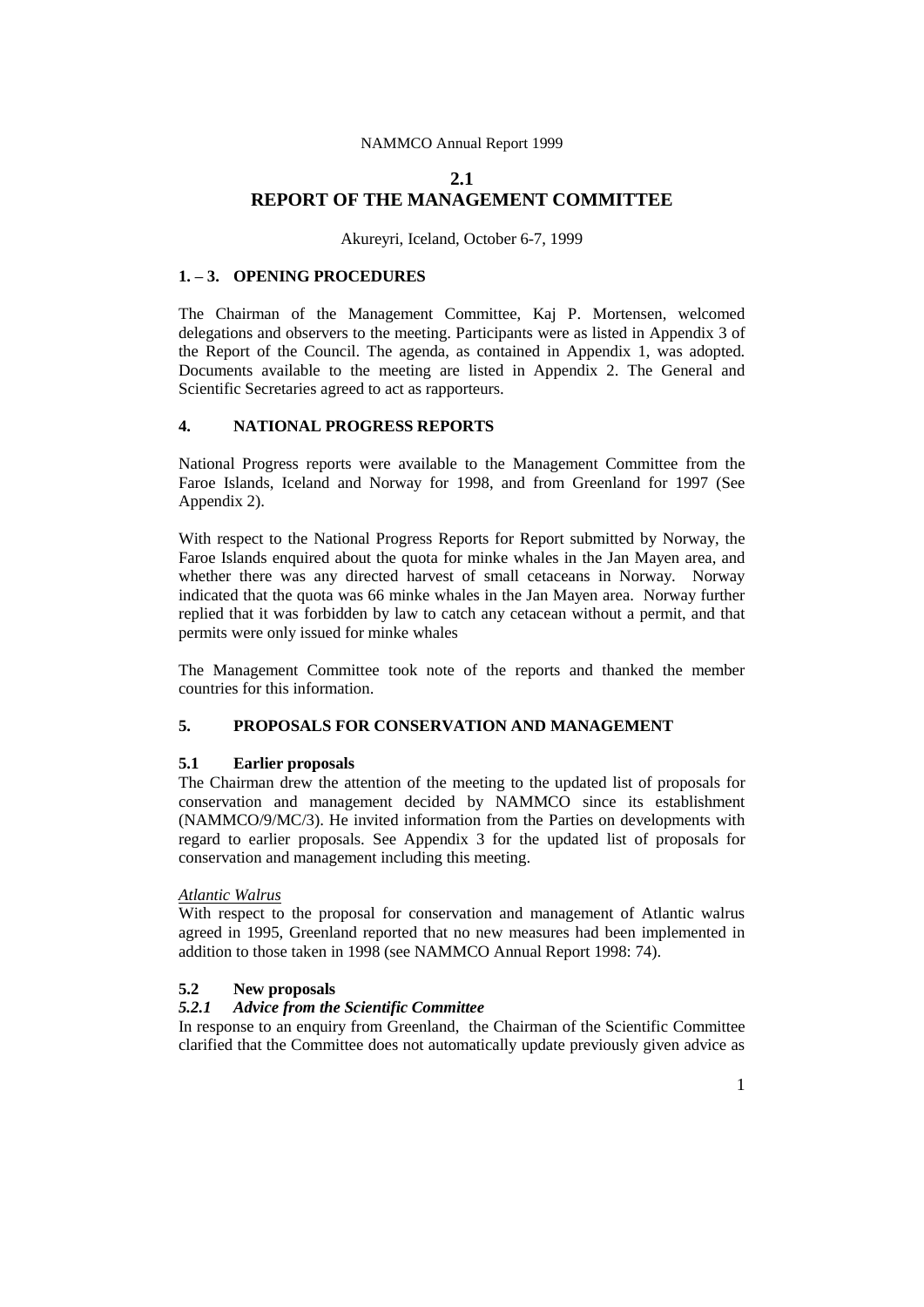NAMMCO Annual Report 1999

# 2.1
# REPORT OF THE MANAGEMENT COMMITTEE

Akureyri, Iceland, October 6-7, 1999

## 1. – 3. OPENING PROCEDURES

The Chairman of the Management Committee, Kaj P. Mortensen, welcomed delegations and observers to the meeting. Participants were as listed in Appendix 3 of the Report of the Council. The agenda, as contained in Appendix 1, was adopted. Documents available to the meeting are listed in Appendix 2. The General and Scientific Secretaries agreed to act as rapporteurs.

## 4. NATIONAL PROGRESS REPORTS

National Progress reports were available to the Management Committee from the Faroe Islands, Iceland and Norway for 1998, and from Greenland for 1997 (See Appendix 2).

With respect to the National Progress Reports for Report submitted by Norway, the Faroe Islands enquired about the quota for minke whales in the Jan Mayen area, and whether there was any directed harvest of small cetaceans in Norway. Norway indicated that the quota was 66 minke whales in the Jan Mayen area. Norway further replied that it was forbidden by law to catch any cetacean without a permit, and that permits were only issued for minke whales

The Management Committee took note of the reports and thanked the member countries for this information.

## 5. PROPOSALS FOR CONSERVATION AND MANAGEMENT

### 5.1 Earlier proposals

The Chairman drew the attention of the meeting to the updated list of proposals for conservation and management decided by NAMMCO since its establishment (NAMMCO/9/MC/3). He invited information from the Parties on developments with regard to earlier proposals. See Appendix 3 for the updated list of proposals for conservation and management including this meeting.

<u>Atlantic Walrus</u>

With respect to the proposal for conservation and management of Atlantic walrus agreed in 1995, Greenland reported that no new measures had been implemented in addition to those taken in 1998 (see NAMMCO Annual Report 1998: 74).

### 5.2 New proposals

#### *5.2.1 Advice from the Scientific Committee*

In response to an enquiry from Greenland, the Chairman of the Scientific Committee clarified that the Committee does not automatically update previously given advice as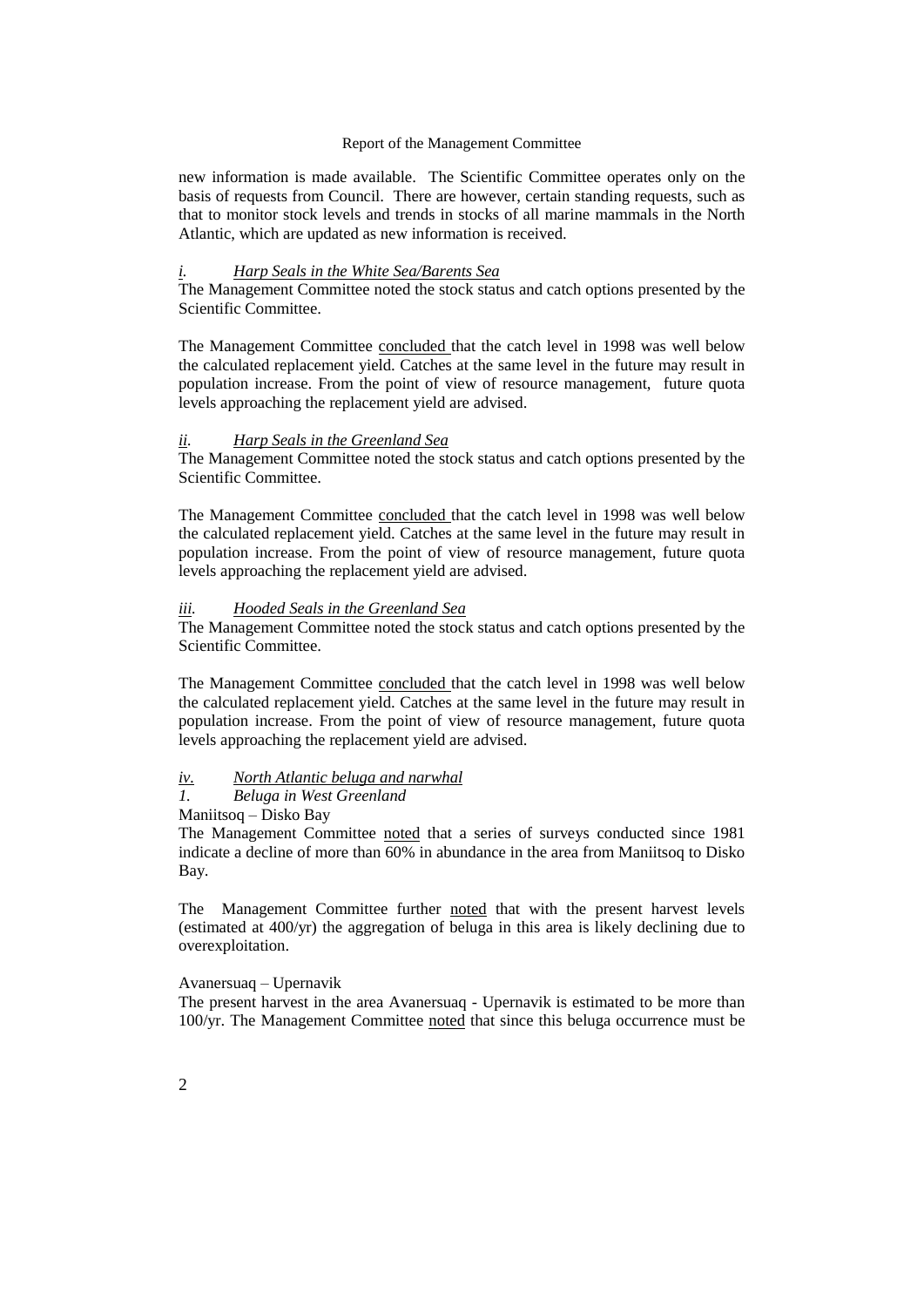new information is made available. The Scientific Committee operates only on the basis of requests from Council. There are however, certain standing requests, such as that to monitor stock levels and trends in stocks of all marine mammals in the North Atlantic, which are updated as new information is received.

### *i. Harp Seals in the White Sea/Barents Sea*

The Management Committee noted the stock status and catch options presented by the Scientific Committee.

The Management Committee concluded that the catch level in 1998 was well below the calculated replacement yield. Catches at the same level in the future may result in population increase. From the point of view of resource management, future quota levels approaching the replacement yield are advised.

### *ii. Harp Seals in the Greenland Sea*

The Management Committee noted the stock status and catch options presented by the Scientific Committee.

The Management Committee concluded that the catch level in 1998 was well below the calculated replacement yield. Catches at the same level in the future may result in population increase. From the point of view of resource management, future quota levels approaching the replacement yield are advised.

### *iii. Hooded Seals in the Greenland Sea*

The Management Committee noted the stock status and catch options presented by the Scientific Committee.

The Management Committee concluded that the catch level in 1998 was well below the calculated replacement yield. Catches at the same level in the future may result in population increase. From the point of view of resource management, future quota levels approaching the replacement yield are advised.

### *iv. North Atlantic beluga and narwhal*

#### *1. Beluga in West Greenland*

Maniitsoq – Disko Bay

The Management Committee noted that a series of surveys conducted since 1981 indicate a decline of more than 60% in abundance in the area from Maniitsoq to Disko Bay.

The Management Committee further noted that with the present harvest levels (estimated at 400/yr) the aggregation of beluga in this area is likely declining due to overexploitation.

Avanersuaq – Upernavik

The present harvest in the area Avanersuaq - Upernavik is estimated to be more than 100/yr. The Management Committee noted that since this beluga occurrence must be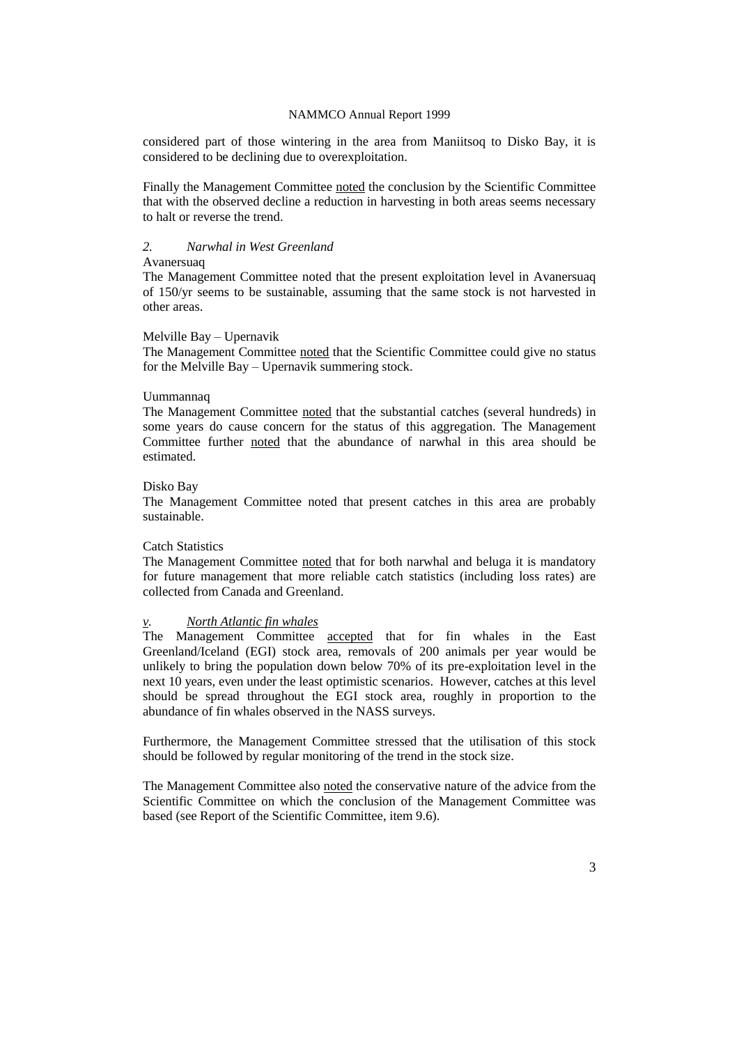considered part of those wintering in the area from Maniitsoq to Disko Bay, it is considered to be declining due to overexploitation.

Finally the Management Committee noted the conclusion by the Scientific Committee that with the observed decline a reduction in harvesting in both areas seems necessary to halt or reverse the trend.

*2. Narwhal in West Greenland*

Avanersuaq

The Management Committee noted that the present exploitation level in Avanersuaq of 150/yr seems to be sustainable, assuming that the same stock is not harvested in other areas.

Melville Bay – Upernavik

The Management Committee noted that the Scientific Committee could give no status for the Melville Bay – Upernavik summering stock.

Uummannaq

The Management Committee noted that the substantial catches (several hundreds) in some years do cause concern for the status of this aggregation. The Management Committee further noted that the abundance of narwhal in this area should be estimated.

Disko Bay

The Management Committee noted that present catches in this area are probably sustainable.

Catch Statistics

The Management Committee noted that for both narwhal and beluga it is mandatory for future management that more reliable catch statistics (including loss rates) are collected from Canada and Greenland.

*v. North Atlantic fin whales*

The Management Committee accepted that for fin whales in the East Greenland/Iceland (EGI) stock area, removals of 200 animals per year would be unlikely to bring the population down below 70% of its pre-exploitation level in the next 10 years, even under the least optimistic scenarios. However, catches at this level should be spread throughout the EGI stock area, roughly in proportion to the abundance of fin whales observed in the NASS surveys.

Furthermore, the Management Committee stressed that the utilisation of this stock should be followed by regular monitoring of the trend in the stock size.

The Management Committee also noted the conservative nature of the advice from the Scientific Committee on which the conclusion of the Management Committee was based (see Report of the Scientific Committee, item 9.6).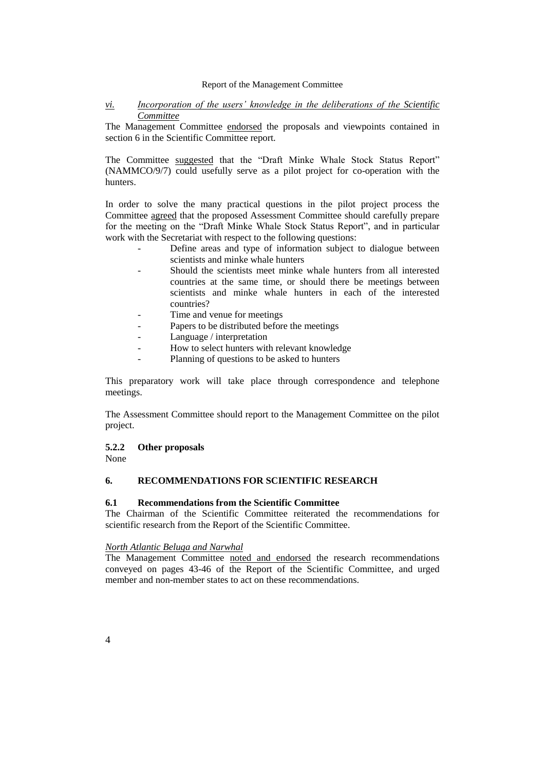*vi. Incorporation of the users' knowledge in the deliberations of the Scientific Committee*

The Management Committee endorsed the proposals and viewpoints contained in section 6 in the Scientific Committee report.

The Committee suggested that the "Draft Minke Whale Stock Status Report" (NAMMCO/9/7) could usefully serve as a pilot project for co-operation with the hunters.

In order to solve the many practical questions in the pilot project process the Committee agreed that the proposed Assessment Committee should carefully prepare for the meeting on the "Draft Minke Whale Stock Status Report", and in particular work with the Secretariat with respect to the following questions:

- Define areas and type of information subject to dialogue between scientists and minke whale hunters
- Should the scientists meet minke whale hunters from all interested countries at the same time, or should there be meetings between scientists and minke whale hunters in each of the interested countries?
- Time and venue for meetings
- Papers to be distributed before the meetings
- Language / interpretation
- How to select hunters with relevant knowledge
- Planning of questions to be asked to hunters

This preparatory work will take place through correspondence and telephone meetings.

The Assessment Committee should report to the Management Committee on the pilot project.

### 5.2.2 Other proposals

None

## 6. RECOMMENDATIONS FOR SCIENTIFIC RESEARCH

### 6.1 Recommendations from the Scientific Committee

The Chairman of the Scientific Committee reiterated the recommendations for scientific research from the Report of the Scientific Committee.

*North Atlantic Beluga and Narwhal*

The Management Committee noted and endorsed the research recommendations conveyed on pages 43-46 of the Report of the Scientific Committee, and urged member and non-member states to act on these recommendations.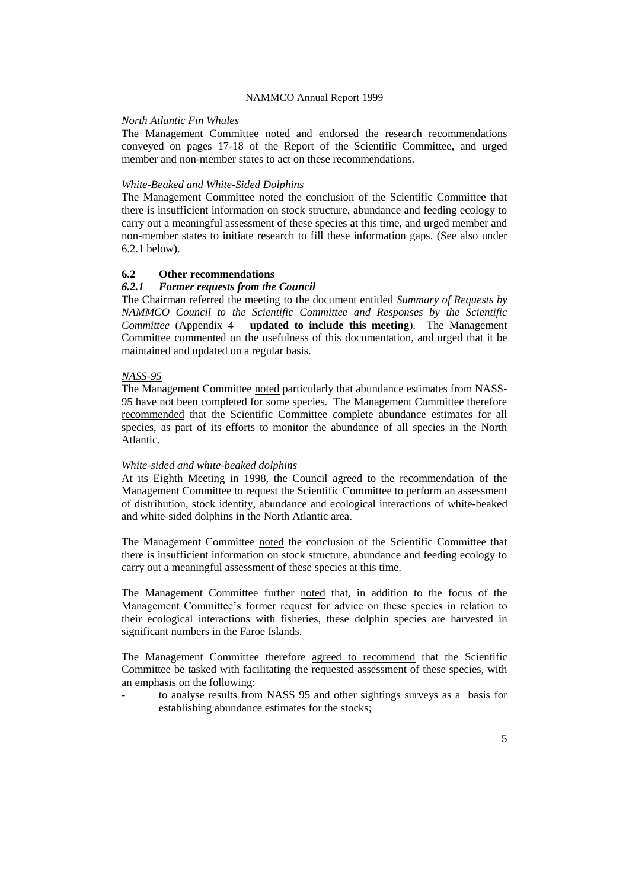*North Atlantic Fin Whales*

The Management Committee noted and endorsed the research recommendations conveyed on pages 17-18 of the Report of the Scientific Committee, and urged member and non-member states to act on these recommendations.

*White-Beaked and White-Sided Dolphins*

The Management Committee noted the conclusion of the Scientific Committee that there is insufficient information on stock structure, abundance and feeding ecology to carry out a meaningful assessment of these species at this time, and urged member and non-member states to initiate research to fill these information gaps. (See also under 6.2.1 below).

## 6.2 Other recommendations

### *6.2.1 Former requests from the Council*

The Chairman referred the meeting to the document entitled *Summary of Requests by NAMMCO Council to the Scientific Committee and Responses by the Scientific Committee* (Appendix 4 – **updated to include this meeting**). The Management Committee commented on the usefulness of this documentation, and urged that it be maintained and updated on a regular basis.

*NASS-95*

The Management Committee noted particularly that abundance estimates from NASS-95 have not been completed for some species. The Management Committee therefore recommended that the Scientific Committee complete abundance estimates for all species, as part of its efforts to monitor the abundance of all species in the North Atlantic.

*White-sided and white-beaked dolphins*

At its Eighth Meeting in 1998, the Council agreed to the recommendation of the Management Committee to request the Scientific Committee to perform an assessment of distribution, stock identity, abundance and ecological interactions of white-beaked and white-sided dolphins in the North Atlantic area.

The Management Committee noted the conclusion of the Scientific Committee that there is insufficient information on stock structure, abundance and feeding ecology to carry out a meaningful assessment of these species at this time.

The Management Committee further noted that, in addition to the focus of the Management Committee's former request for advice on these species in relation to their ecological interactions with fisheries, these dolphin species are harvested in significant numbers in the Faroe Islands.

The Management Committee therefore agreed to recommend that the Scientific Committee be tasked with facilitating the requested assessment of these species, with an emphasis on the following:

- to analyse results from NASS 95 and other sightings surveys as a basis for establishing abundance estimates for the stocks;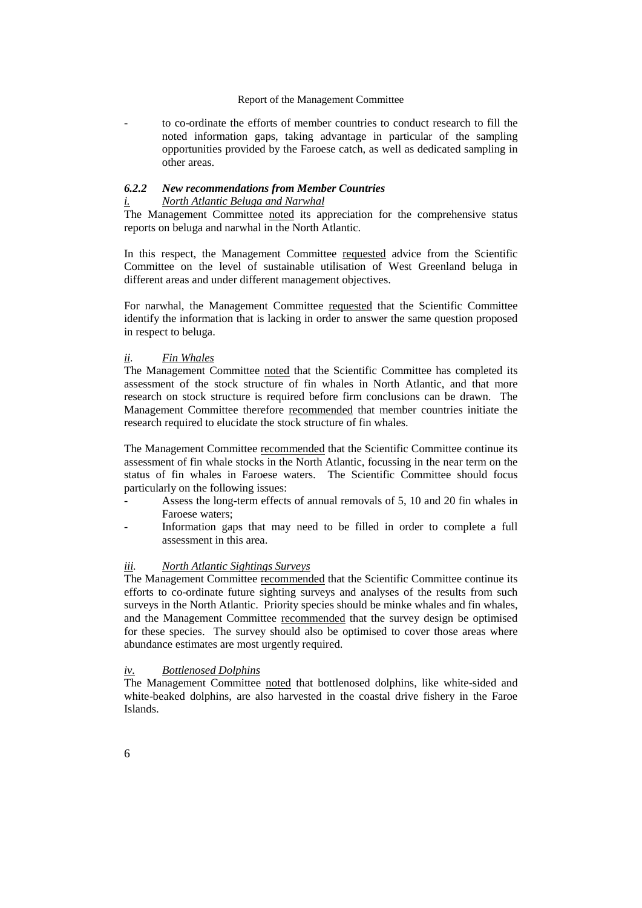- to co-ordinate the efforts of member countries to conduct research to fill the noted information gaps, taking advantage in particular of the sampling opportunities provided by the Faroese catch, as well as dedicated sampling in other areas.

### *6.2.2 New recommendations from Member Countries*

#### *i. North Atlantic Beluga and Narwhal*

The Management Committee noted its appreciation for the comprehensive status reports on beluga and narwhal in the North Atlantic.

In this respect, the Management Committee requested advice from the Scientific Committee on the level of sustainable utilisation of West Greenland beluga in different areas and under different management objectives.

For narwhal, the Management Committee requested that the Scientific Committee identify the information that is lacking in order to answer the same question proposed in respect to beluga.

#### *ii. Fin Whales*

The Management Committee noted that the Scientific Committee has completed its assessment of the stock structure of fin whales in North Atlantic, and that more research on stock structure is required before firm conclusions can be drawn. The Management Committee therefore recommended that member countries initiate the research required to elucidate the stock structure of fin whales.

The Management Committee recommended that the Scientific Committee continue its assessment of fin whale stocks in the North Atlantic, focussing in the near term on the status of fin whales in Faroese waters. The Scientific Committee should focus particularly on the following issues:

- Assess the long-term effects of annual removals of 5, 10 and 20 fin whales in Faroese waters;
- Information gaps that may need to be filled in order to complete a full assessment in this area.

#### *iii. North Atlantic Sightings Surveys*

The Management Committee recommended that the Scientific Committee continue its efforts to co-ordinate future sighting surveys and analyses of the results from such surveys in the North Atlantic. Priority species should be minke whales and fin whales, and the Management Committee recommended that the survey design be optimised for these species. The survey should also be optimised to cover those areas where abundance estimates are most urgently required.

#### *iv. Bottlenosed Dolphins*

The Management Committee noted that bottlenosed dolphins, like white-sided and white-beaked dolphins, are also harvested in the coastal drive fishery in the Faroe Islands.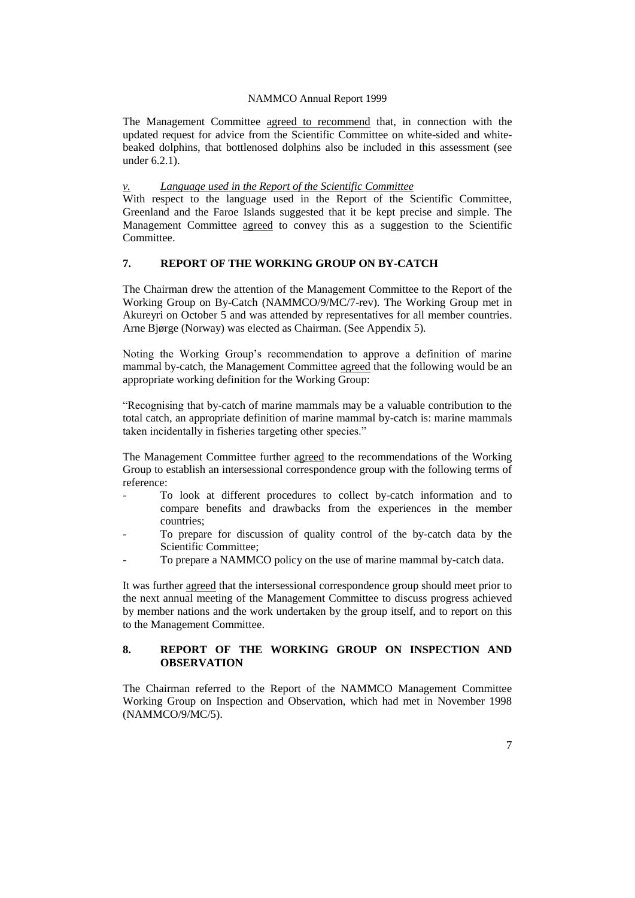The Management Committee agreed to recommend that, in connection with the updated request for advice from the Scientific Committee on white-sided and white-beaked dolphins, that bottlenosed dolphins also be included in this assessment (see under 6.2.1).

*v. Language used in the Report of the Scientific Committee*

With respect to the language used in the Report of the Scientific Committee, Greenland and the Faroe Islands suggested that it be kept precise and simple. The Management Committee agreed to convey this as a suggestion to the Scientific Committee.

## 7. REPORT OF THE WORKING GROUP ON BY-CATCH

The Chairman drew the attention of the Management Committee to the Report of the Working Group on By-Catch (NAMMCO/9/MC/7-rev). The Working Group met in Akureyri on October 5 and was attended by representatives for all member countries. Arne Bjørge (Norway) was elected as Chairman. (See Appendix 5).

Noting the Working Group's recommendation to approve a definition of marine mammal by-catch, the Management Committee agreed that the following would be an appropriate working definition for the Working Group:

"Recognising that by-catch of marine mammals may be a valuable contribution to the total catch, an appropriate definition of marine mammal by-catch is: marine mammals taken incidentally in fisheries targeting other species."

The Management Committee further agreed to the recommendations of the Working Group to establish an intersessional correspondence group with the following terms of reference:

- To look at different procedures to collect by-catch information and to compare benefits and drawbacks from the experiences in the member countries;
- To prepare for discussion of quality control of the by-catch data by the Scientific Committee;
- To prepare a NAMMCO policy on the use of marine mammal by-catch data.

It was further agreed that the intersessional correspondence group should meet prior to the next annual meeting of the Management Committee to discuss progress achieved by member nations and the work undertaken by the group itself, and to report on this to the Management Committee.

## 8. REPORT OF THE WORKING GROUP ON INSPECTION AND OBSERVATION

The Chairman referred to the Report of the NAMMCO Management Committee Working Group on Inspection and Observation, which had met in November 1998 (NAMMCO/9/MC/5).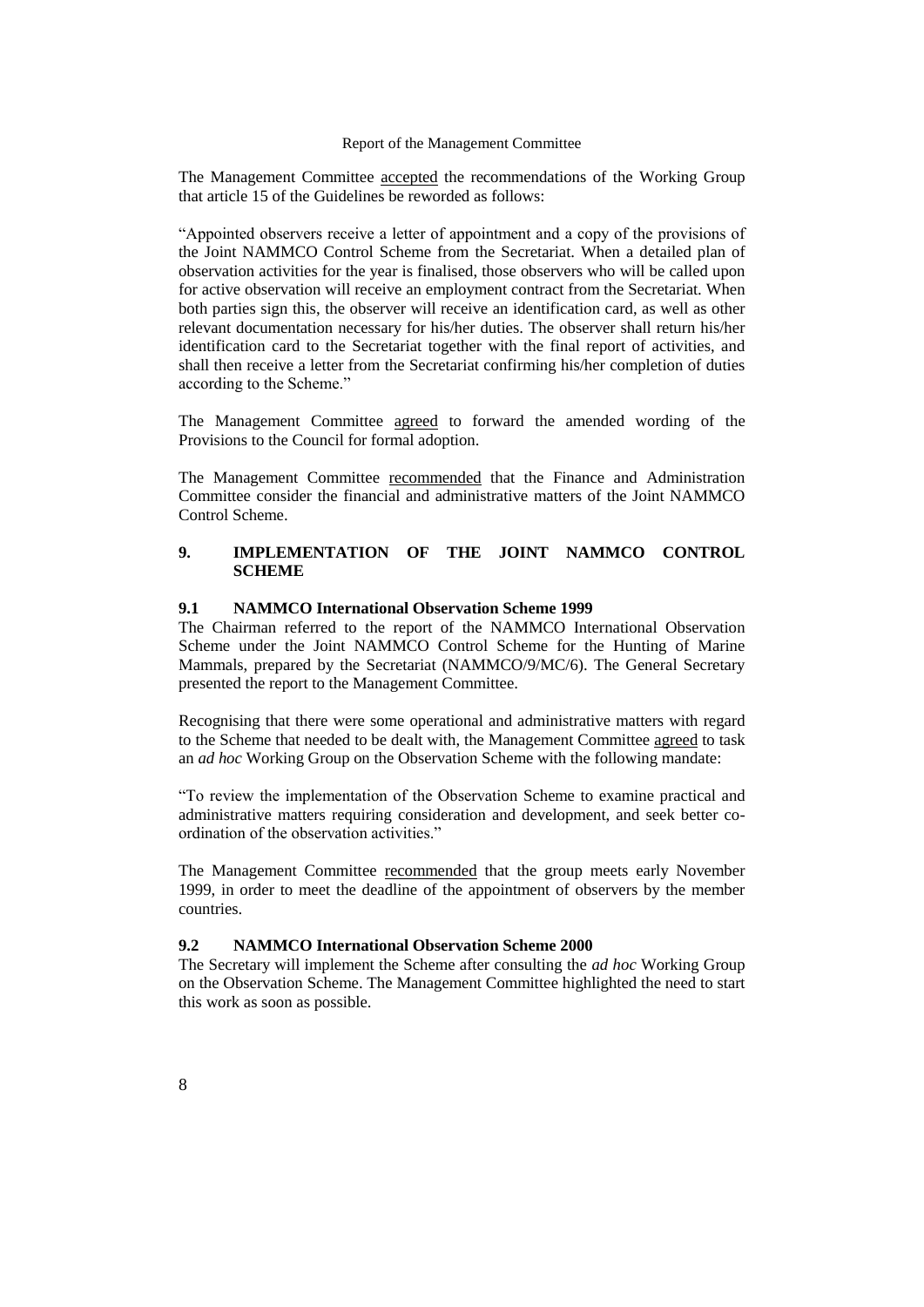The Management Committee accepted the recommendations of the Working Group that article 15 of the Guidelines be reworded as follows:

"Appointed observers receive a letter of appointment and a copy of the provisions of the Joint NAMMCO Control Scheme from the Secretariat. When a detailed plan of observation activities for the year is finalised, those observers who will be called upon for active observation will receive an employment contract from the Secretariat. When both parties sign this, the observer will receive an identification card, as well as other relevant documentation necessary for his/her duties. The observer shall return his/her identification card to the Secretariat together with the final report of activities, and shall then receive a letter from the Secretariat confirming his/her completion of duties according to the Scheme."

The Management Committee agreed to forward the amended wording of the Provisions to the Council for formal adoption.

The Management Committee recommended that the Finance and Administration Committee consider the financial and administrative matters of the Joint NAMMCO Control Scheme.

## 9. IMPLEMENTATION OF THE JOINT NAMMCO CONTROL SCHEME

### 9.1 NAMMCO International Observation Scheme 1999

The Chairman referred to the report of the NAMMCO International Observation Scheme under the Joint NAMMCO Control Scheme for the Hunting of Marine Mammals, prepared by the Secretariat (NAMMCO/9/MC/6). The General Secretary presented the report to the Management Committee.

Recognising that there were some operational and administrative matters with regard to the Scheme that needed to be dealt with, the Management Committee agreed to task an *ad hoc* Working Group on the Observation Scheme with the following mandate:

"To review the implementation of the Observation Scheme to examine practical and administrative matters requiring consideration and development, and seek better co-ordination of the observation activities."

The Management Committee recommended that the group meets early November 1999, in order to meet the deadline of the appointment of observers by the member countries.

### 9.2 NAMMCO International Observation Scheme 2000

The Secretary will implement the Scheme after consulting the *ad hoc* Working Group on the Observation Scheme. The Management Committee highlighted the need to start this work as soon as possible.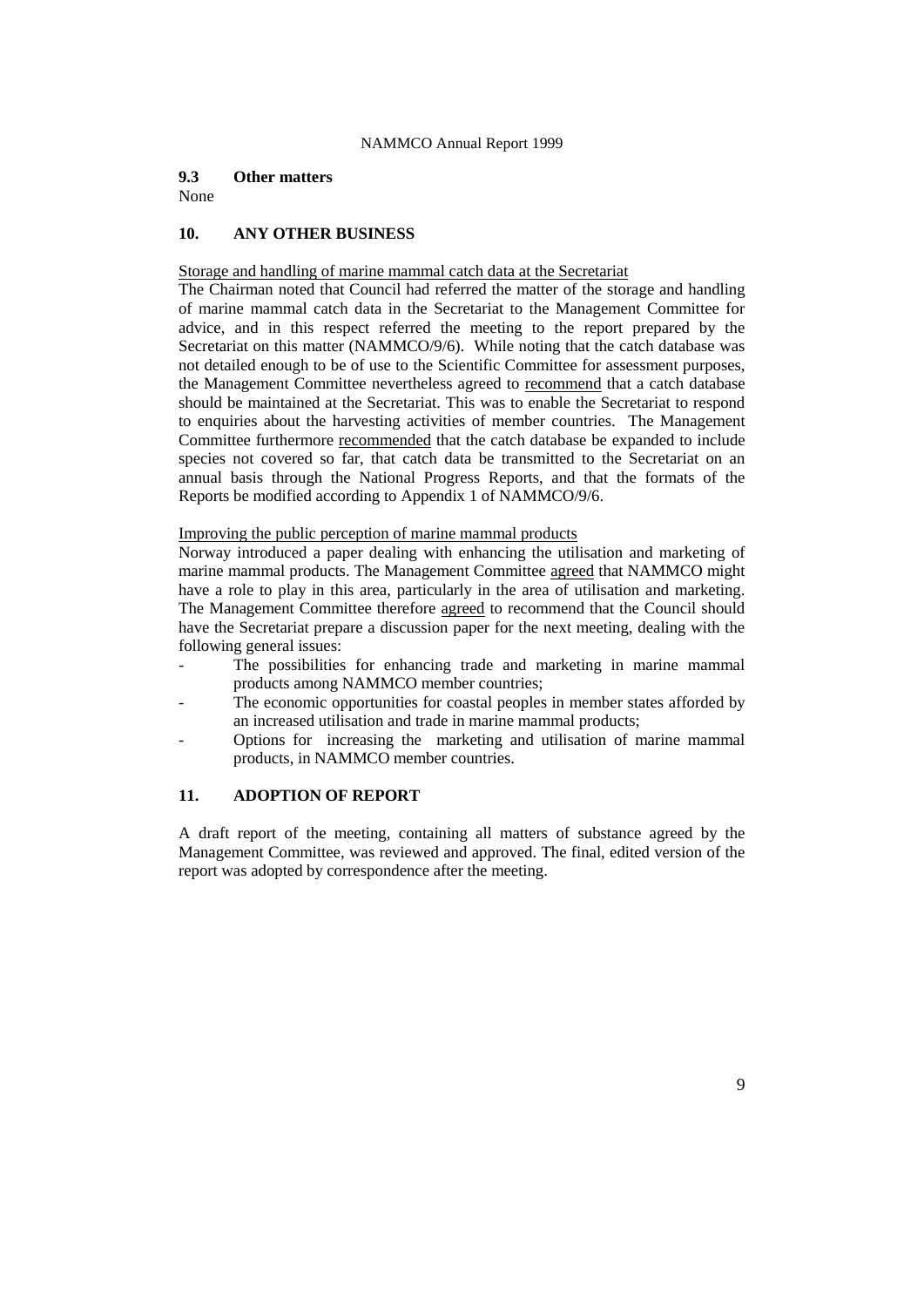### 9.3 Other matters

None

## 10. ANY OTHER BUSINESS

Storage and handling of marine mammal catch data at the Secretariat

The Chairman noted that Council had referred the matter of the storage and handling of marine mammal catch data in the Secretariat to the Management Committee for advice, and in this respect referred the meeting to the report prepared by the Secretariat on this matter (NAMMCO/9/6). While noting that the catch database was not detailed enough to be of use to the Scientific Committee for assessment purposes, the Management Committee nevertheless agreed to recommend that a catch database should be maintained at the Secretariat. This was to enable the Secretariat to respond to enquiries about the harvesting activities of member countries. The Management Committee furthermore recommended that the catch database be expanded to include species not covered so far, that catch data be transmitted to the Secretariat on an annual basis through the National Progress Reports, and that the formats of the Reports be modified according to Appendix 1 of NAMMCO/9/6.

Improving the public perception of marine mammal products

Norway introduced a paper dealing with enhancing the utilisation and marketing of marine mammal products. The Management Committee agreed that NAMMCO might have a role to play in this area, particularly in the area of utilisation and marketing. The Management Committee therefore agreed to recommend that the Council should have the Secretariat prepare a discussion paper for the next meeting, dealing with the following general issues:

- The possibilities for enhancing trade and marketing in marine mammal products among NAMMCO member countries;
- The economic opportunities for coastal peoples in member states afforded by an increased utilisation and trade in marine mammal products;
- Options for increasing the marketing and utilisation of marine mammal products, in NAMMCO member countries.

## 11. ADOPTION OF REPORT

A draft report of the meeting, containing all matters of substance agreed by the Management Committee, was reviewed and approved. The final, edited version of the report was adopted by correspondence after the meeting.